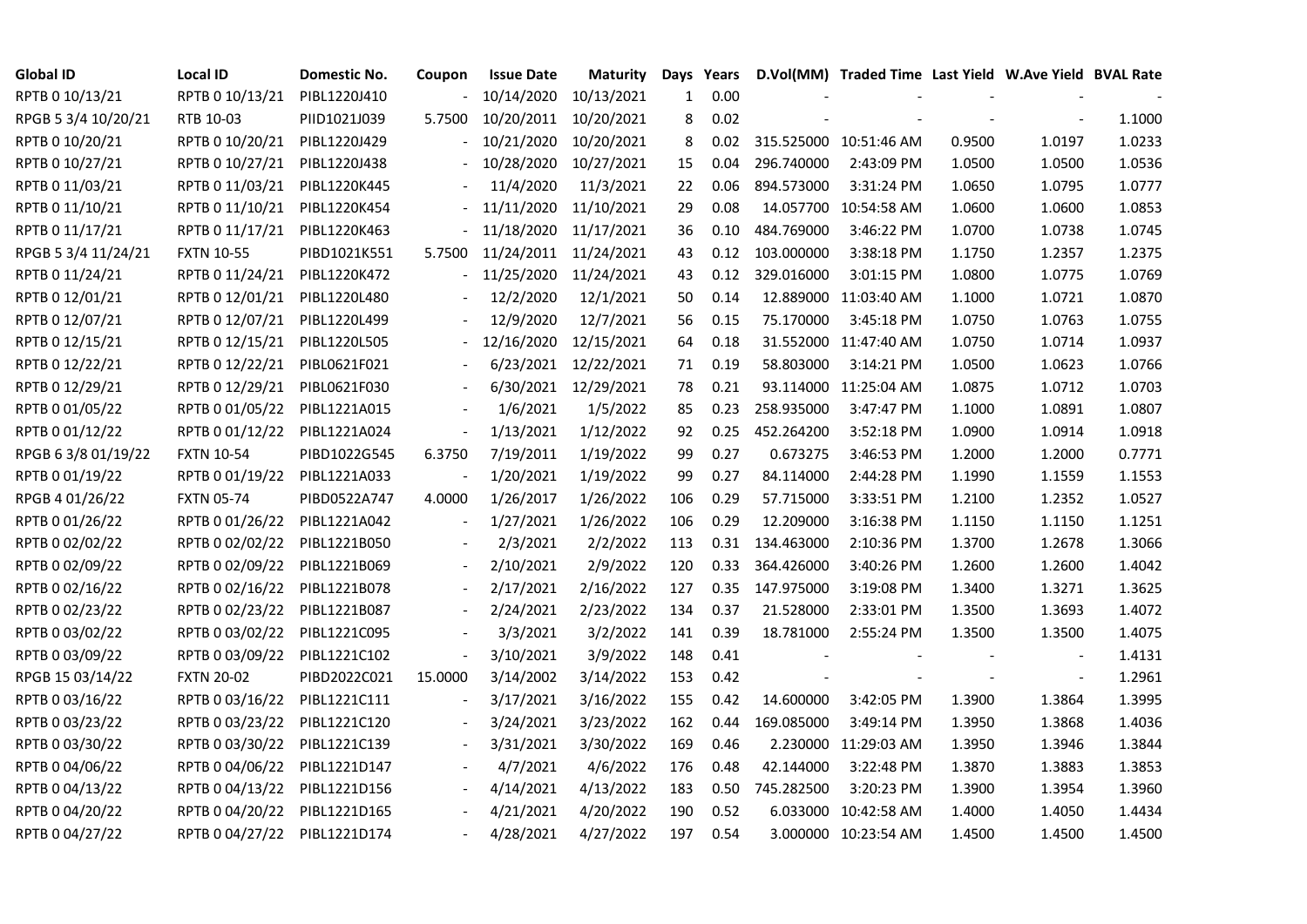| Global ID | Local ID | Domestic No. | Coupon | Issue Date | Maturity | Days | Years | D.Vol(MM) | Traded Time | Last Yield | W.Ave Yield | BVAL Rate |
|---|---|---|---|---|---|---|---|---|---|---|---|---|
| RPTB 0 10/13/21 | RPTB 0 10/13/21 | PIBL1220J410 | - | 10/14/2020 | 10/13/2021 | 1 | 0.00 | - | - | - | - | - |
| RPGB 5 3/4 10/20/21 | RTB 10-03 | PIID1021J039 | 5.7500 | 10/20/2011 | 10/20/2021 | 8 | 0.02 | - | - | - | - | 1.1000 |
| RPTB 0 10/20/21 | RPTB 0 10/20/21 | PIBL1220J429 | - | 10/21/2020 | 10/20/2021 | 8 | 0.02 | 315.525000 | 10:51:46 AM | 0.9500 | 1.0197 | 1.0233 |
| RPTB 0 10/27/21 | RPTB 0 10/27/21 | PIBL1220J438 | - | 10/28/2020 | 10/27/2021 | 15 | 0.04 | 296.740000 | 2:43:09 PM | 1.0500 | 1.0500 | 1.0536 |
| RPTB 0 11/03/21 | RPTB 0 11/03/21 | PIBL1220K445 | - | 11/4/2020 | 11/3/2021 | 22 | 0.06 | 894.573000 | 3:31:24 PM | 1.0650 | 1.0795 | 1.0777 |
| RPTB 0 11/10/21 | RPTB 0 11/10/21 | PIBL1220K454 | - | 11/11/2020 | 11/10/2021 | 29 | 0.08 | 14.057700 | 10:54:58 AM | 1.0600 | 1.0600 | 1.0853 |
| RPTB 0 11/17/21 | RPTB 0 11/17/21 | PIBL1220K463 | - | 11/18/2020 | 11/17/2021 | 36 | 0.10 | 484.769000 | 3:46:22 PM | 1.0700 | 1.0738 | 1.0745 |
| RPGB 5 3/4 11/24/21 | FXTN 10-55 | PIBD1021K551 | 5.7500 | 11/24/2011 | 11/24/2021 | 43 | 0.12 | 103.000000 | 3:38:18 PM | 1.1750 | 1.2357 | 1.2375 |
| RPTB 0 11/24/21 | RPTB 0 11/24/21 | PIBL1220K472 | - | 11/25/2020 | 11/24/2021 | 43 | 0.12 | 329.016000 | 3:01:15 PM | 1.0800 | 1.0775 | 1.0769 |
| RPTB 0 12/01/21 | RPTB 0 12/01/21 | PIBL1220L480 | - | 12/2/2020 | 12/1/2021 | 50 | 0.14 | 12.889000 | 11:03:40 AM | 1.1000 | 1.0721 | 1.0870 |
| RPTB 0 12/07/21 | RPTB 0 12/07/21 | PIBL1220L499 | - | 12/9/2020 | 12/7/2021 | 56 | 0.15 | 75.170000 | 3:45:18 PM | 1.0750 | 1.0763 | 1.0755 |
| RPTB 0 12/15/21 | RPTB 0 12/15/21 | PIBL1220L505 | - | 12/16/2020 | 12/15/2021 | 64 | 0.18 | 31.552000 | 11:47:40 AM | 1.0750 | 1.0714 | 1.0937 |
| RPTB 0 12/22/21 | RPTB 0 12/22/21 | PIBL0621F021 | - | 6/23/2021 | 12/22/2021 | 71 | 0.19 | 58.803000 | 3:14:21 PM | 1.0500 | 1.0623 | 1.0766 |
| RPTB 0 12/29/21 | RPTB 0 12/29/21 | PIBL0621F030 | - | 6/30/2021 | 12/29/2021 | 78 | 0.21 | 93.114000 | 11:25:04 AM | 1.0875 | 1.0712 | 1.0703 |
| RPTB 0 01/05/22 | RPTB 0 01/05/22 | PIBL1221A015 | - | 1/6/2021 | 1/5/2022 | 85 | 0.23 | 258.935000 | 3:47:47 PM | 1.1000 | 1.0891 | 1.0807 |
| RPTB 0 01/12/22 | RPTB 0 01/12/22 | PIBL1221A024 | - | 1/13/2021 | 1/12/2022 | 92 | 0.25 | 452.264200 | 3:52:18 PM | 1.0900 | 1.0914 | 1.0918 |
| RPGB 6 3/8 01/19/22 | FXTN 10-54 | PIBD1022G545 | 6.3750 | 7/19/2011 | 1/19/2022 | 99 | 0.27 | 0.673275 | 3:46:53 PM | 1.2000 | 1.2000 | 0.7771 |
| RPTB 0 01/19/22 | RPTB 0 01/19/22 | PIBL1221A033 | - | 1/20/2021 | 1/19/2022 | 99 | 0.27 | 84.114000 | 2:44:28 PM | 1.1990 | 1.1559 | 1.1553 |
| RPGB 4 01/26/22 | FXTN 05-74 | PIBD0522A747 | 4.0000 | 1/26/2017 | 1/26/2022 | 106 | 0.29 | 57.715000 | 3:33:51 PM | 1.2100 | 1.2352 | 1.0527 |
| RPTB 0 01/26/22 | RPTB 0 01/26/22 | PIBL1221A042 | - | 1/27/2021 | 1/26/2022 | 106 | 0.29 | 12.209000 | 3:16:38 PM | 1.1150 | 1.1150 | 1.1251 |
| RPTB 0 02/02/22 | RPTB 0 02/02/22 | PIBL1221B050 | - | 2/3/2021 | 2/2/2022 | 113 | 0.31 | 134.463000 | 2:10:36 PM | 1.3700 | 1.2678 | 1.3066 |
| RPTB 0 02/09/22 | RPTB 0 02/09/22 | PIBL1221B069 | - | 2/10/2021 | 2/9/2022 | 120 | 0.33 | 364.426000 | 3:40:26 PM | 1.2600 | 1.2600 | 1.4042 |
| RPTB 0 02/16/22 | RPTB 0 02/16/22 | PIBL1221B078 | - | 2/17/2021 | 2/16/2022 | 127 | 0.35 | 147.975000 | 3:19:08 PM | 1.3400 | 1.3271 | 1.3625 |
| RPTB 0 02/23/22 | RPTB 0 02/23/22 | PIBL1221B087 | - | 2/24/2021 | 2/23/2022 | 134 | 0.37 | 21.528000 | 2:33:01 PM | 1.3500 | 1.3693 | 1.4072 |
| RPTB 0 03/02/22 | RPTB 0 03/02/22 | PIBL1221C095 | - | 3/3/2021 | 3/2/2022 | 141 | 0.39 | 18.781000 | 2:55:24 PM | 1.3500 | 1.3500 | 1.4075 |
| RPTB 0 03/09/22 | RPTB 0 03/09/22 | PIBL1221C102 | - | 3/10/2021 | 3/9/2022 | 148 | 0.41 | - | - | - | - | 1.4131 |
| RPGB 15 03/14/22 | FXTN 20-02 | PIBD2022C021 | 15.0000 | 3/14/2002 | 3/14/2022 | 153 | 0.42 | - | - | - | - | 1.2961 |
| RPTB 0 03/16/22 | RPTB 0 03/16/22 | PIBL1221C111 | - | 3/17/2021 | 3/16/2022 | 155 | 0.42 | 14.600000 | 3:42:05 PM | 1.3900 | 1.3864 | 1.3995 |
| RPTB 0 03/23/22 | RPTB 0 03/23/22 | PIBL1221C120 | - | 3/24/2021 | 3/23/2022 | 162 | 0.44 | 169.085000 | 3:49:14 PM | 1.3950 | 1.3868 | 1.4036 |
| RPTB 0 03/30/22 | RPTB 0 03/30/22 | PIBL1221C139 | - | 3/31/2021 | 3/30/2022 | 169 | 0.46 | 2.230000 | 11:29:03 AM | 1.3950 | 1.3946 | 1.3844 |
| RPTB 0 04/06/22 | RPTB 0 04/06/22 | PIBL1221D147 | - | 4/7/2021 | 4/6/2022 | 176 | 0.48 | 42.144000 | 3:22:48 PM | 1.3870 | 1.3883 | 1.3853 |
| RPTB 0 04/13/22 | RPTB 0 04/13/22 | PIBL1221D156 | - | 4/14/2021 | 4/13/2022 | 183 | 0.50 | 745.282500 | 3:20:23 PM | 1.3900 | 1.3954 | 1.3960 |
| RPTB 0 04/20/22 | RPTB 0 04/20/22 | PIBL1221D165 | - | 4/21/2021 | 4/20/2022 | 190 | 0.52 | 6.033000 | 10:42:58 AM | 1.4000 | 1.4050 | 1.4434 |
| RPTB 0 04/27/22 | RPTB 0 04/27/22 | PIBL1221D174 | - | 4/28/2021 | 4/27/2022 | 197 | 0.54 | 3.000000 | 10:23:54 AM | 1.4500 | 1.4500 | 1.4500 |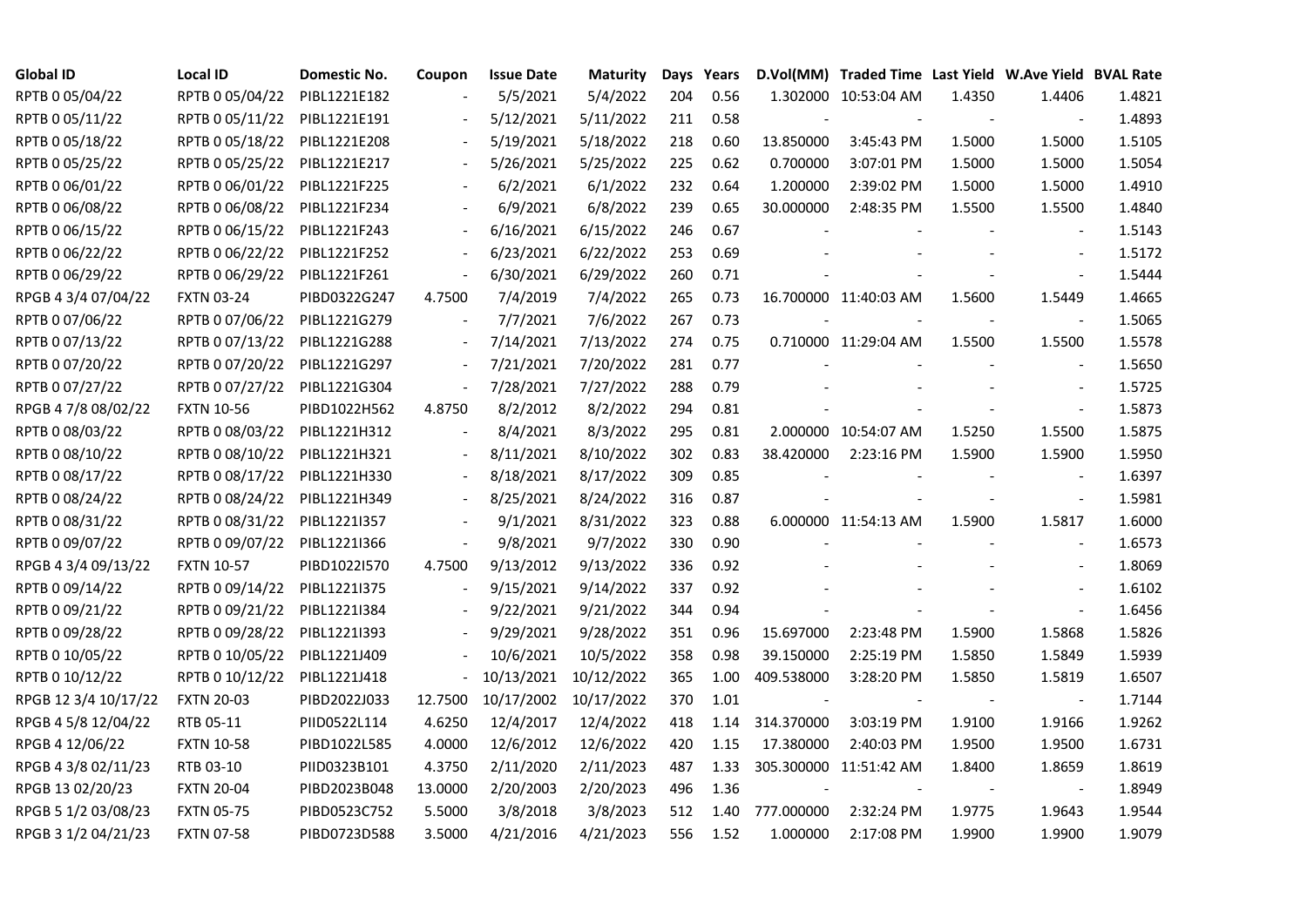| Global ID | Local ID | Domestic No. | Coupon | Issue Date | Maturity | Days | Years | D.Vol(MM) | Traded Time | Last Yield | W.Ave Yield | BVAL Rate |
|---|---|---|---|---|---|---|---|---|---|---|---|---|
| RPTB 0 05/04/22 | RPTB 0 05/04/22 | PIBL1221E182 | - | 5/5/2021 | 5/4/2022 | 204 | 0.56 | 1.302000 | 10:53:04 AM | 1.4350 | 1.4406 | 1.4821 |
| RPTB 0 05/11/22 | RPTB 0 05/11/22 | PIBL1221E191 | - | 5/12/2021 | 5/11/2022 | 211 | 0.58 | - | - | - | - | 1.4893 |
| RPTB 0 05/18/22 | RPTB 0 05/18/22 | PIBL1221E208 | - | 5/19/2021 | 5/18/2022 | 218 | 0.60 | 13.850000 | 3:45:43 PM | 1.5000 | 1.5000 | 1.5105 |
| RPTB 0 05/25/22 | RPTB 0 05/25/22 | PIBL1221E217 | - | 5/26/2021 | 5/25/2022 | 225 | 0.62 | 0.700000 | 3:07:01 PM | 1.5000 | 1.5000 | 1.5054 |
| RPTB 0 06/01/22 | RPTB 0 06/01/22 | PIBL1221F225 | - | 6/2/2021 | 6/1/2022 | 232 | 0.64 | 1.200000 | 2:39:02 PM | 1.5000 | 1.5000 | 1.4910 |
| RPTB 0 06/08/22 | RPTB 0 06/08/22 | PIBL1221F234 | - | 6/9/2021 | 6/8/2022 | 239 | 0.65 | 30.000000 | 2:48:35 PM | 1.5500 | 1.5500 | 1.4840 |
| RPTB 0 06/15/22 | RPTB 0 06/15/22 | PIBL1221F243 | - | 6/16/2021 | 6/15/2022 | 246 | 0.67 | - | - | - | - | 1.5143 |
| RPTB 0 06/22/22 | RPTB 0 06/22/22 | PIBL1221F252 | - | 6/23/2021 | 6/22/2022 | 253 | 0.69 | - | - | - | - | 1.5172 |
| RPTB 0 06/29/22 | RPTB 0 06/29/22 | PIBL1221F261 | - | 6/30/2021 | 6/29/2022 | 260 | 0.71 | - | - | - | - | 1.5444 |
| RPGB 4 3/4 07/04/22 | FXTN 03-24 | PIBD0322G247 | 4.7500 | 7/4/2019 | 7/4/2022 | 265 | 0.73 | 16.700000 | 11:40:03 AM | 1.5600 | 1.5449 | 1.4665 |
| RPTB 0 07/06/22 | RPTB 0 07/06/22 | PIBL1221G279 | - | 7/7/2021 | 7/6/2022 | 267 | 0.73 | - | - | - | - | 1.5065 |
| RPTB 0 07/13/22 | RPTB 0 07/13/22 | PIBL1221G288 | - | 7/14/2021 | 7/13/2022 | 274 | 0.75 | 0.710000 | 11:29:04 AM | 1.5500 | 1.5500 | 1.5578 |
| RPTB 0 07/20/22 | RPTB 0 07/20/22 | PIBL1221G297 | - | 7/21/2021 | 7/20/2022 | 281 | 0.77 | - | - | - | - | 1.5650 |
| RPTB 0 07/27/22 | RPTB 0 07/27/22 | PIBL1221G304 | - | 7/28/2021 | 7/27/2022 | 288 | 0.79 | - | - | - | - | 1.5725 |
| RPGB 4 7/8 08/02/22 | FXTN 10-56 | PIBD1022H562 | 4.8750 | 8/2/2012 | 8/2/2022 | 294 | 0.81 | - | - | - | - | 1.5873 |
| RPTB 0 08/03/22 | RPTB 0 08/03/22 | PIBL1221H312 | - | 8/4/2021 | 8/3/2022 | 295 | 0.81 | 2.000000 | 10:54:07 AM | 1.5250 | 1.5500 | 1.5875 |
| RPTB 0 08/10/22 | RPTB 0 08/10/22 | PIBL1221H321 | - | 8/11/2021 | 8/10/2022 | 302 | 0.83 | 38.420000 | 2:23:16 PM | 1.5900 | 1.5900 | 1.5950 |
| RPTB 0 08/17/22 | RPTB 0 08/17/22 | PIBL1221H330 | - | 8/18/2021 | 8/17/2022 | 309 | 0.85 | - | - | - | - | 1.6397 |
| RPTB 0 08/24/22 | RPTB 0 08/24/22 | PIBL1221H349 | - | 8/25/2021 | 8/24/2022 | 316 | 0.87 | - | - | - | - | 1.5981 |
| RPTB 0 08/31/22 | RPTB 0 08/31/22 | PIBL1221I357 | - | 9/1/2021 | 8/31/2022 | 323 | 0.88 | 6.000000 | 11:54:13 AM | 1.5900 | 1.5817 | 1.6000 |
| RPTB 0 09/07/22 | RPTB 0 09/07/22 | PIBL1221I366 | - | 9/8/2021 | 9/7/2022 | 330 | 0.90 | - | - | - | - | 1.6573 |
| RPGB 4 3/4 09/13/22 | FXTN 10-57 | PIBD1022I570 | 4.7500 | 9/13/2012 | 9/13/2022 | 336 | 0.92 | - | - | - | - | 1.8069 |
| RPTB 0 09/14/22 | RPTB 0 09/14/22 | PIBL1221I375 | - | 9/15/2021 | 9/14/2022 | 337 | 0.92 | - | - | - | - | 1.6102 |
| RPTB 0 09/21/22 | RPTB 0 09/21/22 | PIBL1221I384 | - | 9/22/2021 | 9/21/2022 | 344 | 0.94 | - | - | - | - | 1.6456 |
| RPTB 0 09/28/22 | RPTB 0 09/28/22 | PIBL1221I393 | - | 9/29/2021 | 9/28/2022 | 351 | 0.96 | 15.697000 | 2:23:48 PM | 1.5900 | 1.5868 | 1.5826 |
| RPTB 0 10/05/22 | RPTB 0 10/05/22 | PIBL1221J409 | - | 10/6/2021 | 10/5/2022 | 358 | 0.98 | 39.150000 | 2:25:19 PM | 1.5850 | 1.5849 | 1.5939 |
| RPTB 0 10/12/22 | RPTB 0 10/12/22 | PIBL1221J418 | - | 10/13/2021 | 10/12/2022 | 365 | 1.00 | 409.538000 | 3:28:20 PM | 1.5850 | 1.5819 | 1.6507 |
| RPGB 12 3/4 10/17/22 | FXTN 20-03 | PIBD2022J033 | 12.7500 | 10/17/2002 | 10/17/2022 | 370 | 1.01 | - | - | - | - | 1.7144 |
| RPGB 4 5/8 12/04/22 | RTB 05-11 | PIID0522L114 | 4.6250 | 12/4/2017 | 12/4/2022 | 418 | 1.14 | 314.370000 | 3:03:19 PM | 1.9100 | 1.9166 | 1.9262 |
| RPGB 4 12/06/22 | FXTN 10-58 | PIBD1022L585 | 4.0000 | 12/6/2012 | 12/6/2022 | 420 | 1.15 | 17.380000 | 2:40:03 PM | 1.9500 | 1.9500 | 1.6731 |
| RPGB 4 3/8 02/11/23 | RTB 03-10 | PIID0323B101 | 4.3750 | 2/11/2020 | 2/11/2023 | 487 | 1.33 | 305.300000 | 11:51:42 AM | 1.8400 | 1.8659 | 1.8619 |
| RPGB 13 02/20/23 | FXTN 20-04 | PIBD2023B048 | 13.0000 | 2/20/2003 | 2/20/2023 | 496 | 1.36 | - | - | - | - | 1.8949 |
| RPGB 5 1/2 03/08/23 | FXTN 05-75 | PIBD0523C752 | 5.5000 | 3/8/2018 | 3/8/2023 | 512 | 1.40 | 777.000000 | 2:32:24 PM | 1.9775 | 1.9643 | 1.9544 |
| RPGB 3 1/2 04/21/23 | FXTN 07-58 | PIBD0723D588 | 3.5000 | 4/21/2016 | 4/21/2023 | 556 | 1.52 | 1.000000 | 2:17:08 PM | 1.9900 | 1.9900 | 1.9079 |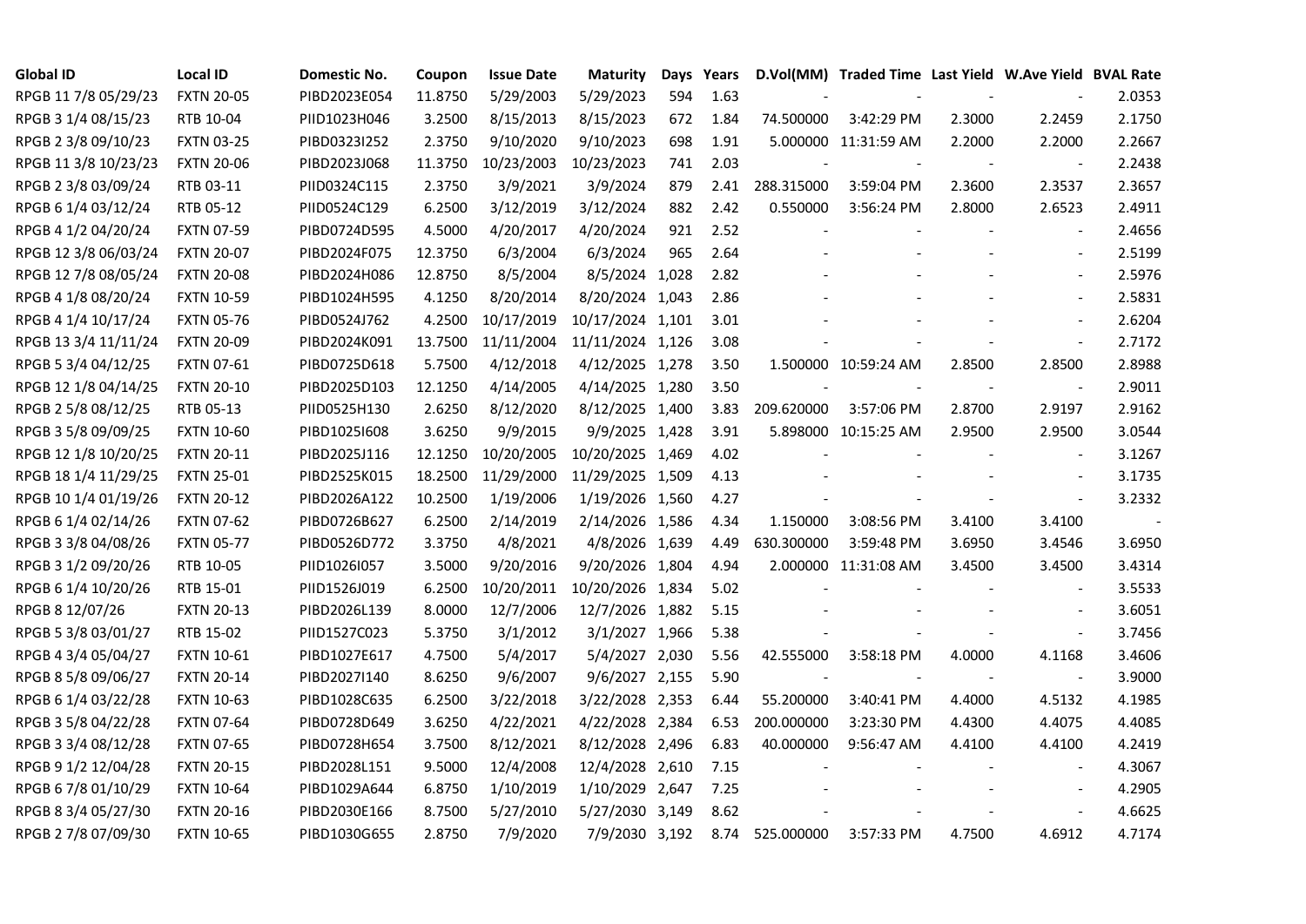| Global ID | Local ID | Domestic No. | Coupon | Issue Date | Maturity | Days | Years | D.Vol(MM) | Traded Time | Last Yield | W.Ave Yield | BVAL Rate |
|---|---|---|---|---|---|---|---|---|---|---|---|---|
| RPGB 11 7/8 05/29/23 | FXTN 20-05 | PIBD2023E054 | 11.8750 | 5/29/2003 | 5/29/2023 | 594 | 1.63 | - | - | - | - | 2.0353 |
| RPGB 3 1/4 08/15/23 | RTB 10-04 | PIID1023H046 | 3.2500 | 8/15/2013 | 8/15/2023 | 672 | 1.84 | 74.500000 | 3:42:29 PM | 2.3000 | 2.2459 | 2.1750 |
| RPGB 2 3/8 09/10/23 | FXTN 03-25 | PIBD0323I252 | 2.3750 | 9/10/2020 | 9/10/2023 | 698 | 1.91 | 5.000000 | 11:31:59 AM | 2.2000 | 2.2000 | 2.2667 |
| RPGB 11 3/8 10/23/23 | FXTN 20-06 | PIBD2023J068 | 11.3750 | 10/23/2003 | 10/23/2023 | 741 | 2.03 | - | - | - | - | 2.2438 |
| RPGB 2 3/8 03/09/24 | RTB 03-11 | PIID0324C115 | 2.3750 | 3/9/2021 | 3/9/2024 | 879 | 2.41 | 288.315000 | 3:59:04 PM | 2.3600 | 2.3537 | 2.3657 |
| RPGB 6 1/4 03/12/24 | RTB 05-12 | PIID0524C129 | 6.2500 | 3/12/2019 | 3/12/2024 | 882 | 2.42 | 0.550000 | 3:56:24 PM | 2.8000 | 2.6523 | 2.4911 |
| RPGB 4 1/2 04/20/24 | FXTN 07-59 | PIBD0724D595 | 4.5000 | 4/20/2017 | 4/20/2024 | 921 | 2.52 | - | - | - | - | 2.4656 |
| RPGB 12 3/8 06/03/24 | FXTN 20-07 | PIBD2024F075 | 12.3750 | 6/3/2004 | 6/3/2024 | 965 | 2.64 | - | - | - | - | 2.5199 |
| RPGB 12 7/8 08/05/24 | FXTN 20-08 | PIBD2024H086 | 12.8750 | 8/5/2004 | 8/5/2024 | 1,028 | 2.82 | - | - | - | - | 2.5976 |
| RPGB 4 1/8 08/20/24 | FXTN 10-59 | PIBD1024H595 | 4.1250 | 8/20/2014 | 8/20/2024 | 1,043 | 2.86 | - | - | - | - | 2.5831 |
| RPGB 4 1/4 10/17/24 | FXTN 05-76 | PIBD0524J762 | 4.2500 | 10/17/2019 | 10/17/2024 | 1,101 | 3.01 | - | - | - | - | 2.6204 |
| RPGB 13 3/4 11/11/24 | FXTN 20-09 | PIBD2024K091 | 13.7500 | 11/11/2004 | 11/11/2024 | 1,126 | 3.08 | - | - | - | - | 2.7172 |
| RPGB 5 3/4 04/12/25 | FXTN 07-61 | PIBD0725D618 | 5.7500 | 4/12/2018 | 4/12/2025 | 1,278 | 3.50 | 1.500000 | 10:59:24 AM | 2.8500 | 2.8500 | 2.8988 |
| RPGB 12 1/8 04/14/25 | FXTN 20-10 | PIBD2025D103 | 12.1250 | 4/14/2005 | 4/14/2025 | 1,280 | 3.50 | - | - | - | - | 2.9011 |
| RPGB 2 5/8 08/12/25 | RTB 05-13 | PIID0525H130 | 2.6250 | 8/12/2020 | 8/12/2025 | 1,400 | 3.83 | 209.620000 | 3:57:06 PM | 2.8700 | 2.9197 | 2.9162 |
| RPGB 3 5/8 09/09/25 | FXTN 10-60 | PIBD1025I608 | 3.6250 | 9/9/2015 | 9/9/2025 | 1,428 | 3.91 | 5.898000 | 10:15:25 AM | 2.9500 | 2.9500 | 3.0544 |
| RPGB 12 1/8 10/20/25 | FXTN 20-11 | PIBD2025J116 | 12.1250 | 10/20/2005 | 10/20/2025 | 1,469 | 4.02 | - | - | - | - | 3.1267 |
| RPGB 18 1/4 11/29/25 | FXTN 25-01 | PIBD2525K015 | 18.2500 | 11/29/2000 | 11/29/2025 | 1,509 | 4.13 | - | - | - | - | 3.1735 |
| RPGB 10 1/4 01/19/26 | FXTN 20-12 | PIBD2026A122 | 10.2500 | 1/19/2006 | 1/19/2026 | 1,560 | 4.27 | - | - | - | - | 3.2332 |
| RPGB 6 1/4 02/14/26 | FXTN 07-62 | PIBD0726B627 | 6.2500 | 2/14/2019 | 2/14/2026 | 1,586 | 4.34 | 1.150000 | 3:08:56 PM | 3.4100 | 3.4100 | - |
| RPGB 3 3/8 04/08/26 | FXTN 05-77 | PIBD0526D772 | 3.3750 | 4/8/2021 | 4/8/2026 | 1,639 | 4.49 | 630.300000 | 3:59:48 PM | 3.6950 | 3.4546 | 3.6950 |
| RPGB 3 1/2 09/20/26 | RTB 10-05 | PIID1026I057 | 3.5000 | 9/20/2016 | 9/20/2026 | 1,804 | 4.94 | 2.000000 | 11:31:08 AM | 3.4500 | 3.4500 | 3.4314 |
| RPGB 6 1/4 10/20/26 | RTB 15-01 | PIID1526J019 | 6.2500 | 10/20/2011 | 10/20/2026 | 1,834 | 5.02 | - | - | - | - | 3.5533 |
| RPGB 8 12/07/26 | FXTN 20-13 | PIBD2026L139 | 8.0000 | 12/7/2006 | 12/7/2026 | 1,882 | 5.15 | - | - | - | - | 3.6051 |
| RPGB 5 3/8 03/01/27 | RTB 15-02 | PIID1527C023 | 5.3750 | 3/1/2012 | 3/1/2027 | 1,966 | 5.38 | - | - | - | - | 3.7456 |
| RPGB 4 3/4 05/04/27 | FXTN 10-61 | PIBD1027E617 | 4.7500 | 5/4/2017 | 5/4/2027 | 2,030 | 5.56 | 42.555000 | 3:58:18 PM | 4.0000 | 4.1168 | 3.4606 |
| RPGB 8 5/8 09/06/27 | FXTN 20-14 | PIBD2027I140 | 8.6250 | 9/6/2007 | 9/6/2027 | 2,155 | 5.90 | - | - | - | - | 3.9000 |
| RPGB 6 1/4 03/22/28 | FXTN 10-63 | PIBD1028C635 | 6.2500 | 3/22/2018 | 3/22/2028 | 2,353 | 6.44 | 55.200000 | 3:40:41 PM | 4.4000 | 4.5132 | 4.1985 |
| RPGB 3 5/8 04/22/28 | FXTN 07-64 | PIBD0728D649 | 3.6250 | 4/22/2021 | 4/22/2028 | 2,384 | 6.53 | 200.000000 | 3:23:30 PM | 4.4300 | 4.4075 | 4.4085 |
| RPGB 3 3/4 08/12/28 | FXTN 07-65 | PIBD0728H654 | 3.7500 | 8/12/2021 | 8/12/2028 | 2,496 | 6.83 | 40.000000 | 9:56:47 AM | 4.4100 | 4.4100 | 4.2419 |
| RPGB 9 1/2 12/04/28 | FXTN 20-15 | PIBD2028L151 | 9.5000 | 12/4/2008 | 12/4/2028 | 2,610 | 7.15 | - | - | - | - | 4.3067 |
| RPGB 6 7/8 01/10/29 | FXTN 10-64 | PIBD1029A644 | 6.8750 | 1/10/2019 | 1/10/2029 | 2,647 | 7.25 | - | - | - | - | 4.2905 |
| RPGB 8 3/4 05/27/30 | FXTN 20-16 | PIBD2030E166 | 8.7500 | 5/27/2010 | 5/27/2030 | 3,149 | 8.62 | - | - | - | - | 4.6625 |
| RPGB 2 7/8 07/09/30 | FXTN 10-65 | PIBD1030G655 | 2.8750 | 7/9/2020 | 7/9/2030 | 3,192 | 8.74 | 525.000000 | 3:57:33 PM | 4.7500 | 4.6912 | 4.7174 |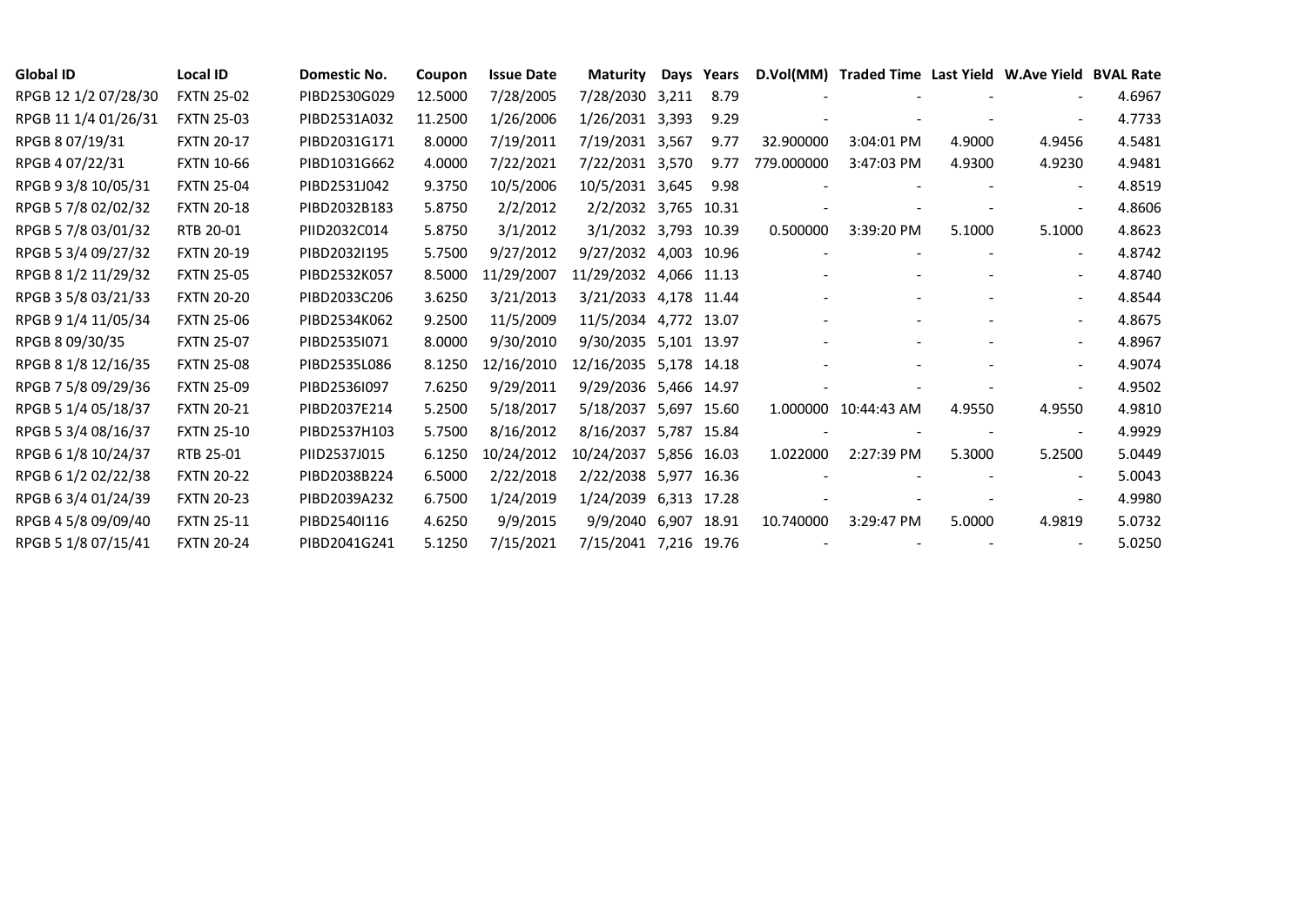| Global ID | Local ID | Domestic No. | Coupon | Issue Date | Maturity | Days | Years | D.Vol(MM) | Traded Time | Last Yield | W.Ave Yield | BVAL Rate |
|---|---|---|---|---|---|---|---|---|---|---|---|---|
| RPGB 12 1/2 07/28/30 | FXTN 25-02 | PIBD2530G029 | 12.5000 | 7/28/2005 | 7/28/2030 | 3,211 | 8.79 | - | - | - | - | 4.6967 |
| RPGB 11 1/4 01/26/31 | FXTN 25-03 | PIBD2531A032 | 11.2500 | 1/26/2006 | 1/26/2031 | 3,393 | 9.29 | - | - | - | - | 4.7733 |
| RPGB 8 07/19/31 | FXTN 20-17 | PIBD2031G171 | 8.0000 | 7/19/2011 | 7/19/2031 | 3,567 | 9.77 | 32.900000 | 3:04:01 PM | 4.9000 | 4.9456 | 4.5481 |
| RPGB 4 07/22/31 | FXTN 10-66 | PIBD1031G662 | 4.0000 | 7/22/2021 | 7/22/2031 | 3,570 | 9.77 | 779.000000 | 3:47:03 PM | 4.9300 | 4.9230 | 4.9481 |
| RPGB 9 3/8 10/05/31 | FXTN 25-04 | PIBD2531J042 | 9.3750 | 10/5/2006 | 10/5/2031 | 3,645 | 9.98 | - | - | - | - | 4.8519 |
| RPGB 5 7/8 02/02/32 | FXTN 20-18 | PIBD2032B183 | 5.8750 | 2/2/2012 | 2/2/2032 | 3,765 | 10.31 | - | - | - | - | 4.8606 |
| RPGB 5 7/8 03/01/32 | RTB 20-01 | PIID2032C014 | 5.8750 | 3/1/2012 | 3/1/2032 | 3,793 | 10.39 | 0.500000 | 3:39:20 PM | 5.1000 | 5.1000 | 4.8623 |
| RPGB 5 3/4 09/27/32 | FXTN 20-19 | PIBD2032I195 | 5.7500 | 9/27/2012 | 9/27/2032 | 4,003 | 10.96 | - | - | - | - | 4.8742 |
| RPGB 8 1/2 11/29/32 | FXTN 25-05 | PIBD2532K057 | 8.5000 | 11/29/2007 | 11/29/2032 | 4,066 | 11.13 | - | - | - | - | 4.8740 |
| RPGB 3 5/8 03/21/33 | FXTN 20-20 | PIBD2033C206 | 3.6250 | 3/21/2013 | 3/21/2033 | 4,178 | 11.44 | - | - | - | - | 4.8544 |
| RPGB 9 1/4 11/05/34 | FXTN 25-06 | PIBD2534K062 | 9.2500 | 11/5/2009 | 11/5/2034 | 4,772 | 13.07 | - | - | - | - | 4.8675 |
| RPGB 8 09/30/35 | FXTN 25-07 | PIBD2535I071 | 8.0000 | 9/30/2010 | 9/30/2035 | 5,101 | 13.97 | - | - | - | - | 4.8967 |
| RPGB 8 1/8 12/16/35 | FXTN 25-08 | PIBD2535L086 | 8.1250 | 12/16/2010 | 12/16/2035 | 5,178 | 14.18 | - | - | - | - | 4.9074 |
| RPGB 7 5/8 09/29/36 | FXTN 25-09 | PIBD2536I097 | 7.6250 | 9/29/2011 | 9/29/2036 | 5,466 | 14.97 | - | - | - | - | 4.9502 |
| RPGB 5 1/4 05/18/37 | FXTN 20-21 | PIBD2037E214 | 5.2500 | 5/18/2017 | 5/18/2037 | 5,697 | 15.60 | 1.000000 | 10:44:43 AM | 4.9550 | 4.9550 | 4.9810 |
| RPGB 5 3/4 08/16/37 | FXTN 25-10 | PIBD2537H103 | 5.7500 | 8/16/2012 | 8/16/2037 | 5,787 | 15.84 | - | - | - | - | 4.9929 |
| RPGB 6 1/8 10/24/37 | RTB 25-01 | PIID2537J015 | 6.1250 | 10/24/2012 | 10/24/2037 | 5,856 | 16.03 | 1.022000 | 2:27:39 PM | 5.3000 | 5.2500 | 5.0449 |
| RPGB 6 1/2 02/22/38 | FXTN 20-22 | PIBD2038B224 | 6.5000 | 2/22/2018 | 2/22/2038 | 5,977 | 16.36 | - | - | - | - | 5.0043 |
| RPGB 6 3/4 01/24/39 | FXTN 20-23 | PIBD2039A232 | 6.7500 | 1/24/2019 | 1/24/2039 | 6,313 | 17.28 | - | - | - | - | 4.9980 |
| RPGB 4 5/8 09/09/40 | FXTN 25-11 | PIBD2540I116 | 4.6250 | 9/9/2015 | 9/9/2040 | 6,907 | 18.91 | 10.740000 | 3:29:47 PM | 5.0000 | 4.9819 | 5.0732 |
| RPGB 5 1/8 07/15/41 | FXTN 20-24 | PIBD2041G241 | 5.1250 | 7/15/2021 | 7/15/2041 | 7,216 | 19.76 | - | - | - | - | 5.0250 |